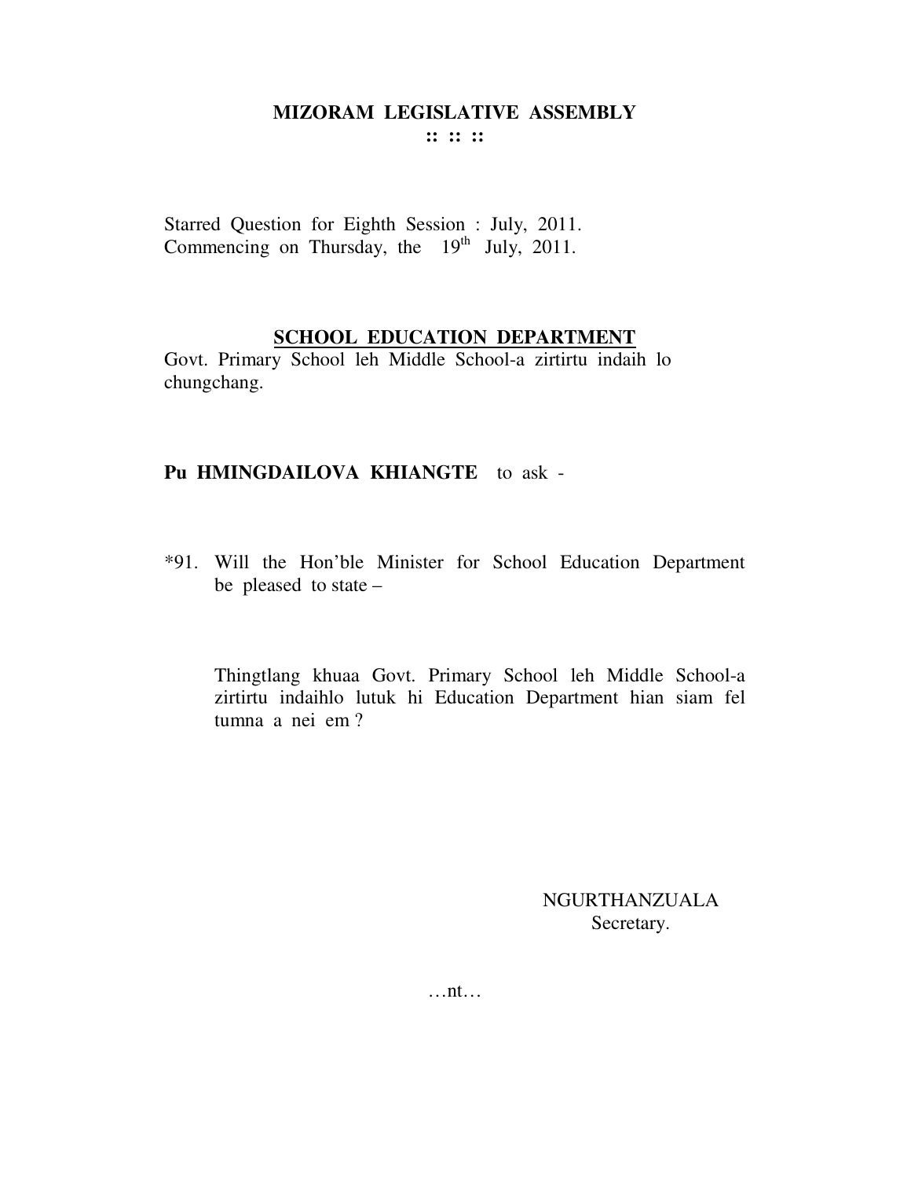**MIZORAM LEGISLATIVE ASSEMBLY**
**:: :: ::**

Starred Question for Eighth Session : July, 2011.
Commencing on Thursday, the 19th July, 2011.

**SCHOOL EDUCATION DEPARTMENT**

Govt. Primary School leh Middle School-a zirtirtu indaih lo chungchang.

**Pu HMINGDAILOVA KHIANGTE** to ask -

*91. Will the Hon'ble Minister for School Education Department be pleased to state –

Thingtlang khuaa Govt. Primary School leh Middle School-a zirtirtu indaihlo lutuk hi Education Department hian siam fel tumna a nei em ?

NGURTHANZUALA
Secretary.

…nt…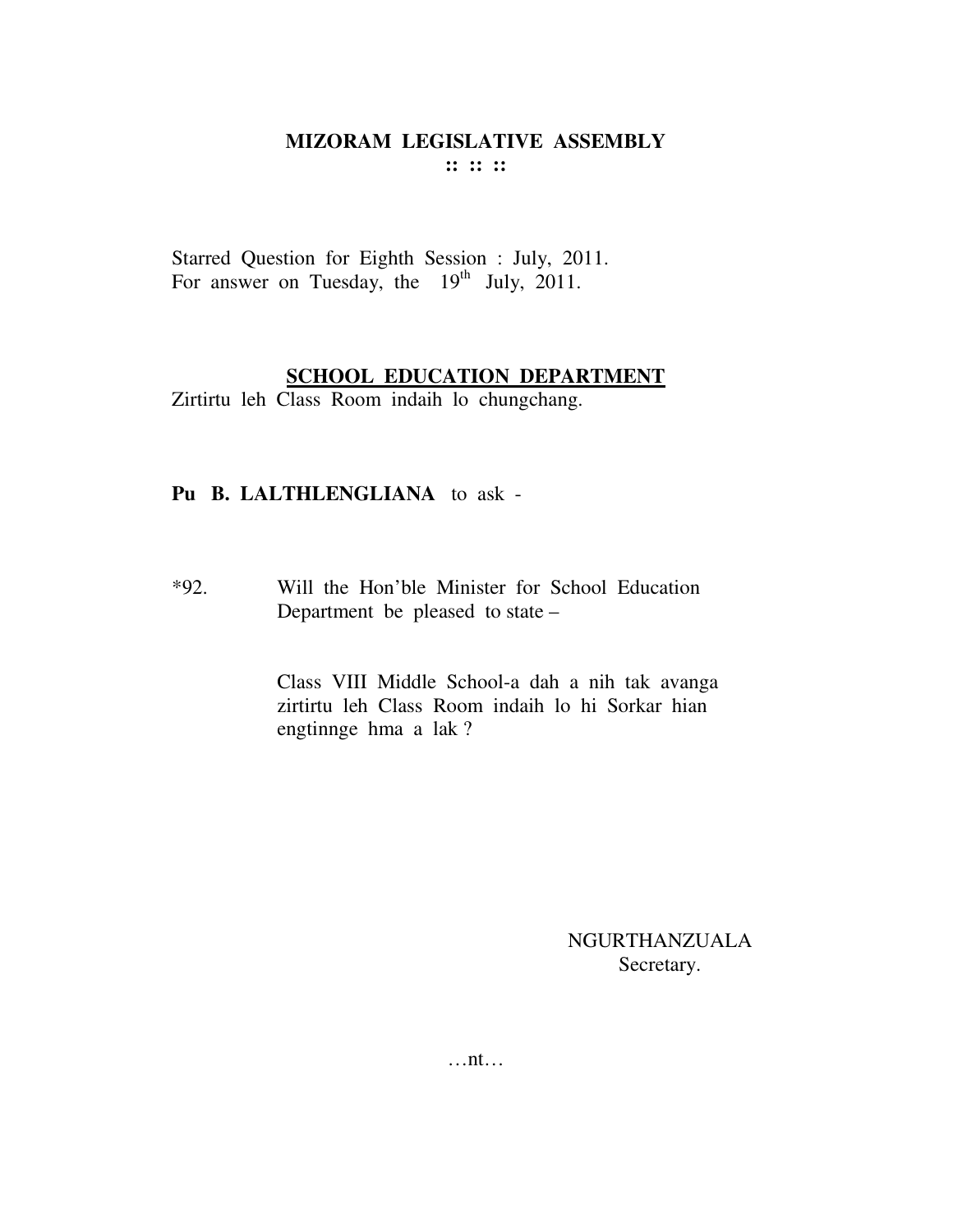# MIZORAM LEGISLATIVE ASSEMBLY

**:: :: ::**

Starred Question for Eighth Session : July, 2011.
For answer on Tuesday, the 19th July, 2011.

## SCHOOL EDUCATION DEPARTMENT

Zirtirtu leh Class Room indaih lo chungchang.

**Pu B. LALTHLENGLIANA** to ask -

*92. Will the Hon'ble Minister for School Education Department be pleased to state –

Class VIII Middle School-a dah a nih tak avanga zirtirtu leh Class Room indaih lo hi Sorkar hian engtinnge hma a lak ?

NGURTHANZUALA
Secretary.

…nt…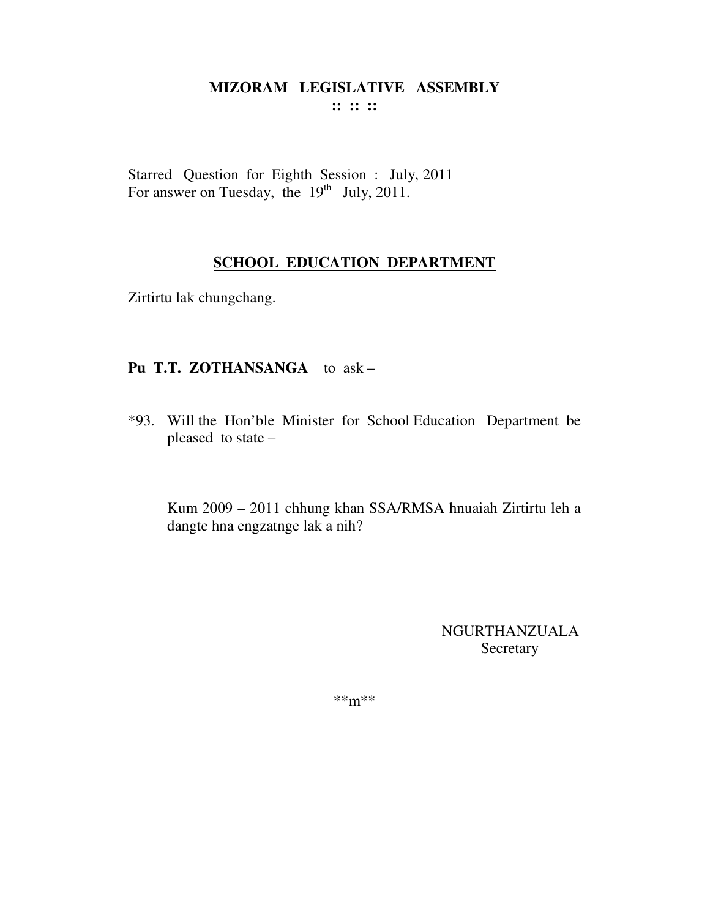# MIZORAM LEGISLATIVE ASSEMBLY

**:: :: ::**

Starred Question for Eighth Session : July, 2011
For answer on Tuesday, the 19th July, 2011.

## SCHOOL EDUCATION DEPARTMENT

Zirtirtu lak chungchang.

**Pu T.T. ZOTHANSANGA** to ask –

*93. Will the Hon'ble Minister for School Education Department be pleased to state –

Kum 2009 – 2011 chhung khan SSA/RMSA hnuaiah Zirtirtu leh a dangte hna engzatnge lak a nih?

NGURTHANZUALA
Secretary

**m**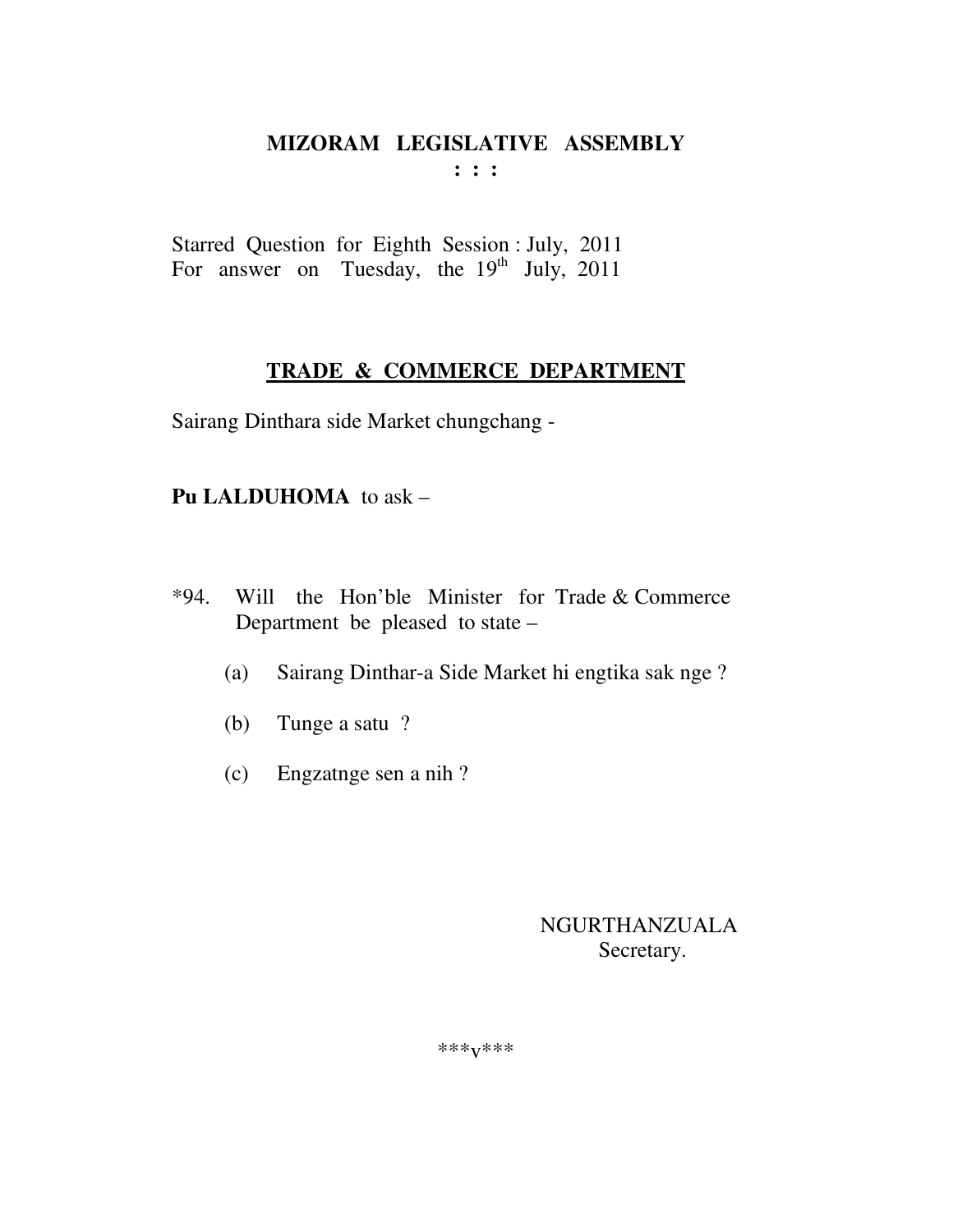# MIZORAM LEGISLATIVE ASSEMBLY

**: : :**

Starred Question for Eighth Session : July, 2011
For answer on Tuesday, the 19th July, 2011

## TRADE & COMMERCE DEPARTMENT

Sairang Dinthara side Market chungchang -

**Pu LALDUHOMA** to ask –

*94. Will the Hon'ble Minister for Trade & Commerce Department be pleased to state –

(a) Sairang Dinthar-a Side Market hi engtika sak nge ?

(b) Tunge a satu ?

(c) Engzatnge sen a nih ?

NGURTHANZUALA
Secretary.

***v***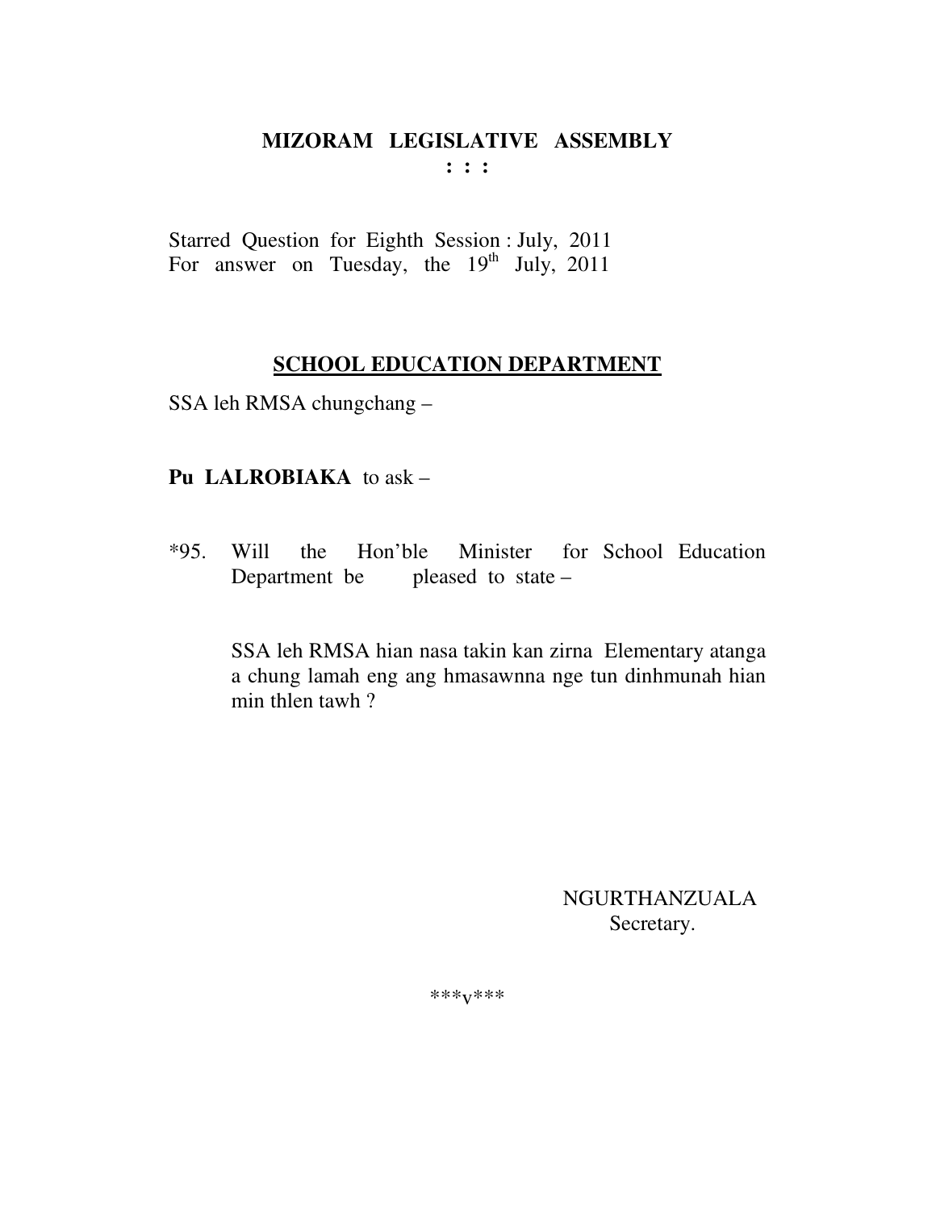**MIZORAM LEGISLATIVE ASSEMBLY**
**: : :**

Starred Question for Eighth Session : July, 2011
For answer on Tuesday, the 19th July, 2011

**SCHOOL EDUCATION DEPARTMENT**

SSA leh RMSA chungchang –

**Pu LALROBIAKA** to ask –

*95. Will the Hon'ble Minister for School Education Department be pleased to state –

SSA leh RMSA hian nasa takin kan zirna Elementary atanga a chung lamah eng ang hmasawnna nge tun dinhmunah hian min thlen tawh ?

NGURTHANZUALA
Secretary.

***v***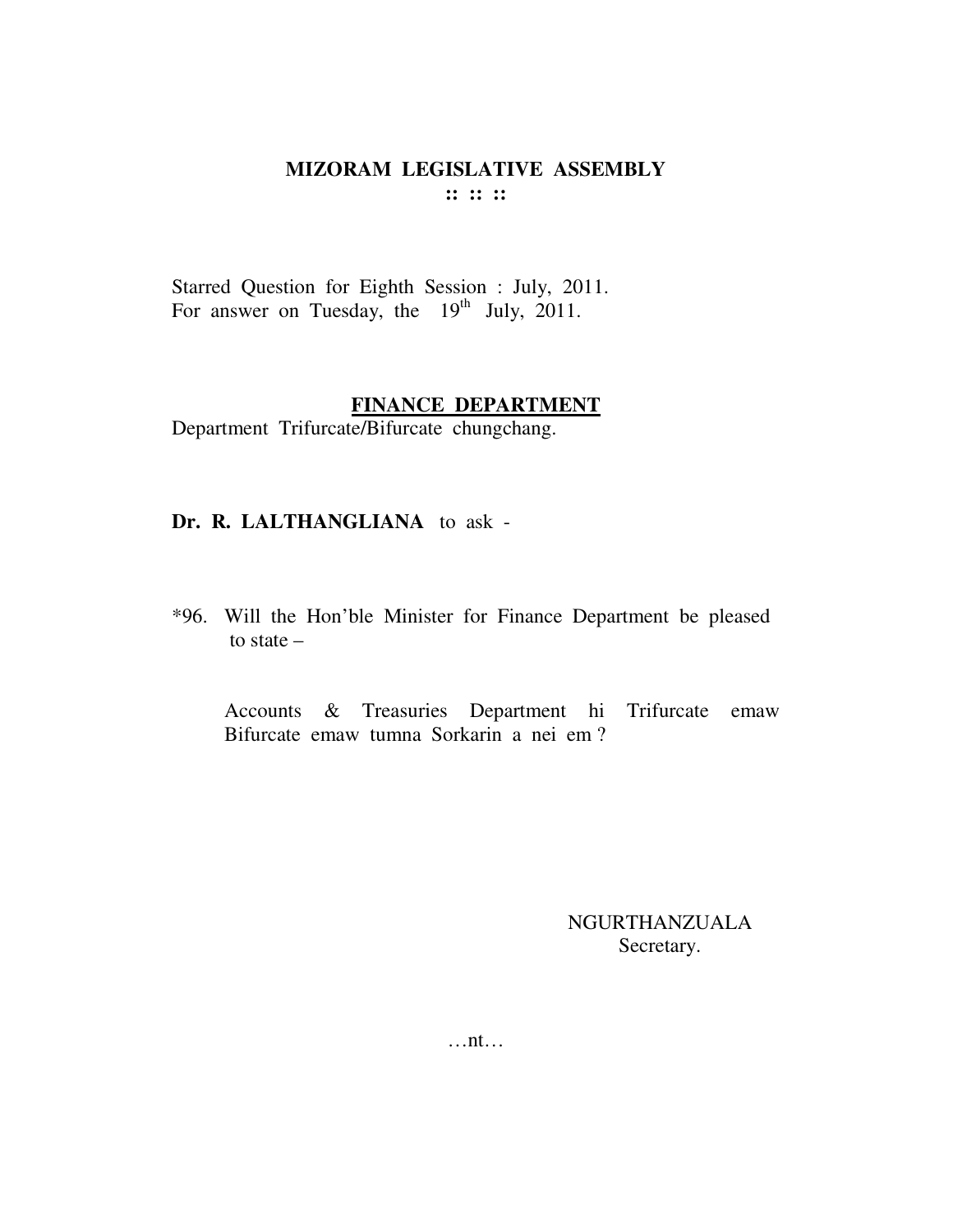**MIZORAM LEGISLATIVE ASSEMBLY**
**:: :: ::**

Starred Question for Eighth Session : July, 2011.
For answer on Tuesday, the 19th July, 2011.

**<u>FINANCE DEPARTMENT</u>**
Department Trifurcate/Bifurcate chungchang.

**Dr. R. LALTHANGLIANA** to ask -

*96. Will the Hon'ble Minister for Finance Department be pleased to state –

Accounts & Treasuries Department hi Trifurcate emaw Bifurcate emaw tumna Sorkarin a nei em ?

NGURTHANZUALA
Secretary.

…nt…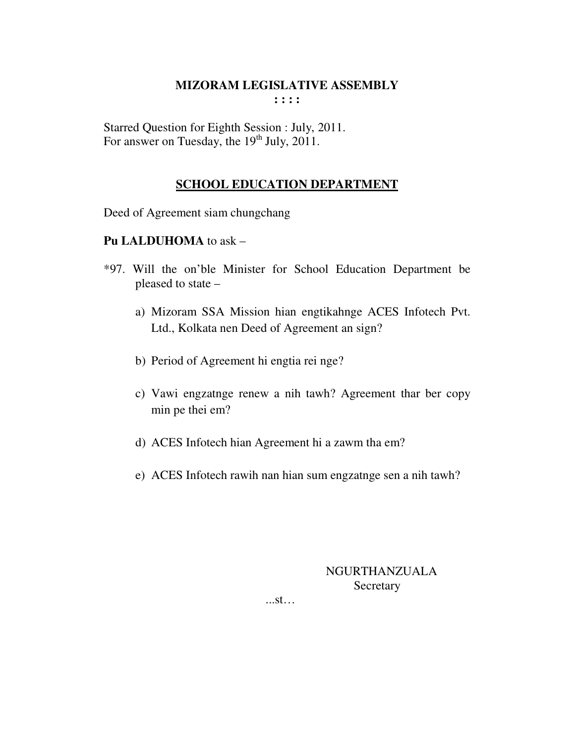# MIZORAM LEGISLATIVE ASSEMBLY

**: : : :**

Starred Question for Eighth Session : July, 2011.
For answer on Tuesday, the 19th July, 2011.

## SCHOOL EDUCATION DEPARTMENT

Deed of Agreement siam chungchang

**Pu LALDUHOMA** to ask –

*97. Will the on'ble Minister for School Education Department be pleased to state –

a) Mizoram SSA Mission hian engtikahnge ACES Infotech Pvt. Ltd., Kolkata nen Deed of Agreement an sign?

b) Period of Agreement hi engtia rei nge?

c) Vawi engzatnge renew a nih tawh? Agreement thar ber copy min pe thei em?

d) ACES Infotech hian Agreement hi a zawm tha em?

e) ACES Infotech rawih nan hian sum engzatnge sen a nih tawh?

NGURTHANZUALA
Secretary

...st…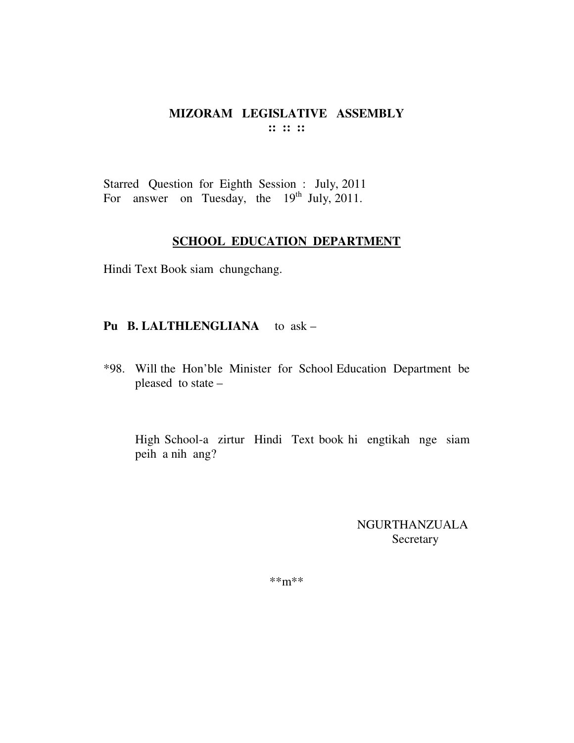**MIZORAM LEGISLATIVE ASSEMBLY**
**:: :: ::**

Starred Question for Eighth Session : July, 2011
For answer on Tuesday, the 19th July, 2011.

## SCHOOL EDUCATION DEPARTMENT

Hindi Text Book siam chungchang.

**Pu B. LALTHLENGLIANA** to ask –

*98. Will the Hon'ble Minister for School Education Department be pleased to state –

High School-a zirtur Hindi Text book hi engtikah nge siam peih a nih ang?

NGURTHANZUALA
Secretary

**m**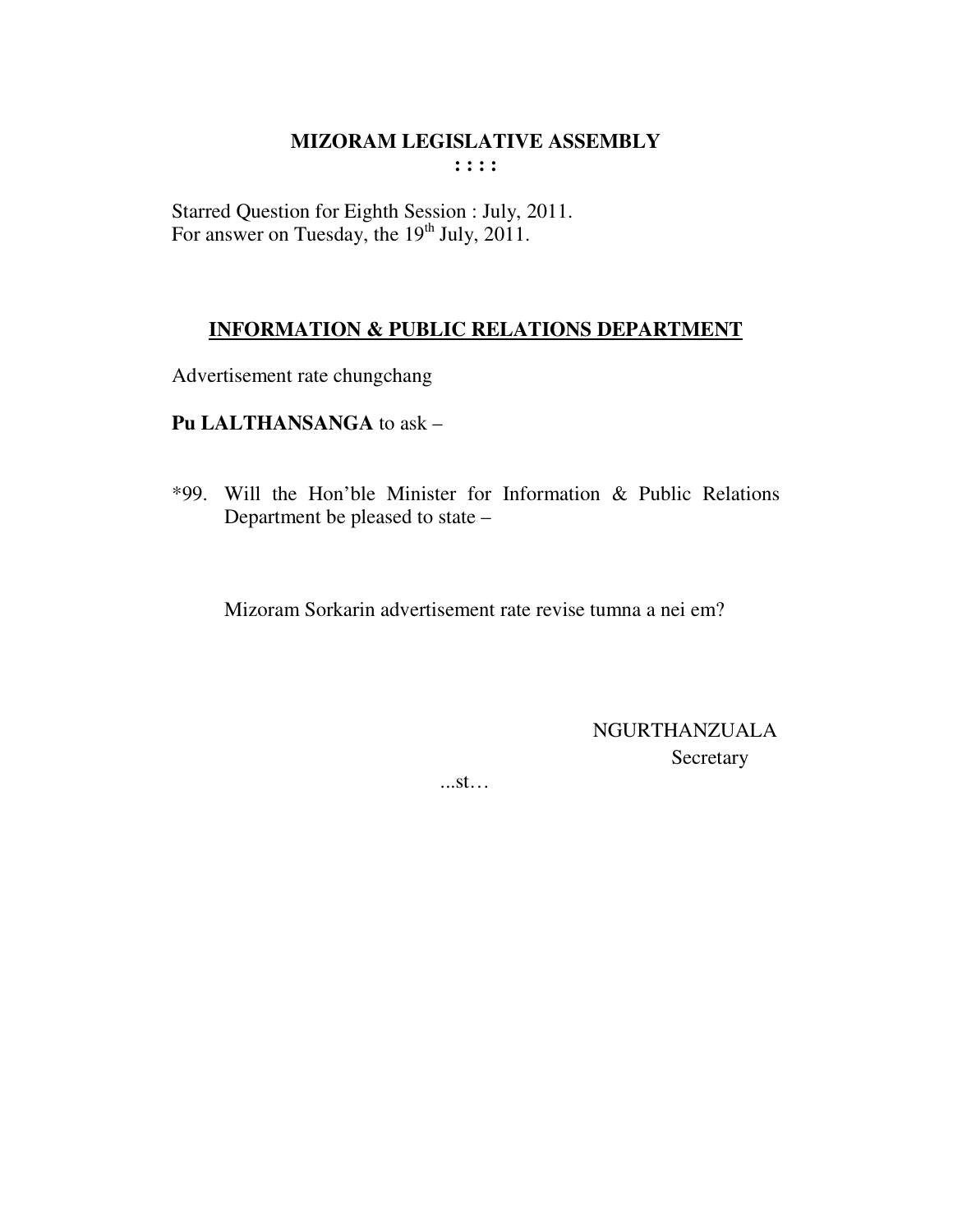# MIZORAM LEGISLATIVE ASSEMBLY

**: : : :**

Starred Question for Eighth Session : July, 2011.
For answer on Tuesday, the 19th July, 2011.

## INFORMATION & PUBLIC RELATIONS DEPARTMENT

Advertisement rate chungchang

**Pu LALTHANSANGA** to ask –

*99. Will the Hon'ble Minister for Information & Public Relations Department be pleased to state –

Mizoram Sorkarin advertisement rate revise tumna a nei em?

NGURTHANZUALA
Secretary

...st…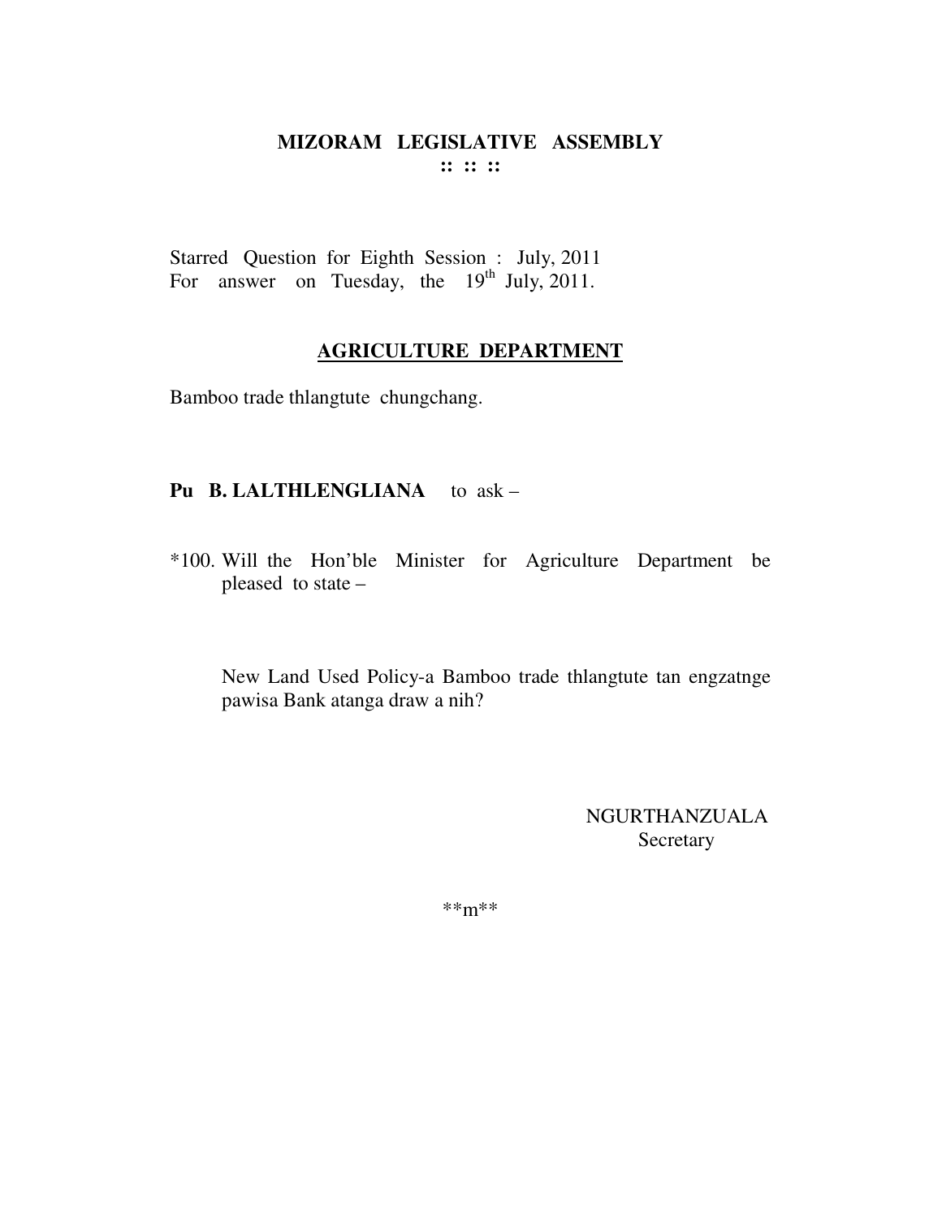# MIZORAM LEGISLATIVE ASSEMBLY

**:: :: ::**

Starred Question for Eighth Session : July, 2011
For answer on Tuesday, the 19th July, 2011.

## AGRICULTURE DEPARTMENT

Bamboo trade thlangtute chungchang.

**Pu B. LALTHLENGLIANA** to ask –

*100. Will the Hon'ble Minister for Agriculture Department be pleased to state –

New Land Used Policy-a Bamboo trade thlangtute tan engzatnge pawisa Bank atanga draw a nih?

NGURTHANZUALA
Secretary

**m**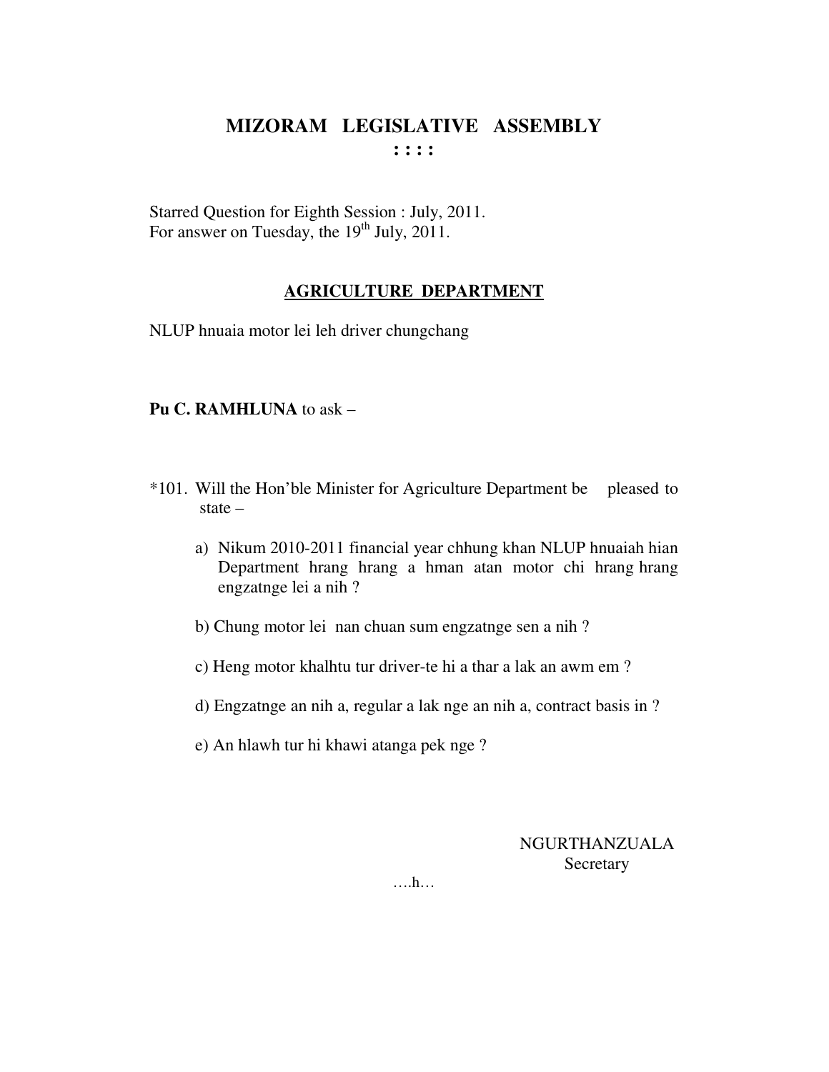# MIZORAM LEGISLATIVE ASSEMBLY

: : : :

Starred Question for Eighth Session : July, 2011.
For answer on Tuesday, the 19th July, 2011.

## AGRICULTURE DEPARTMENT

NLUP hnuaia motor lei leh driver chungchang

**Pu C. RAMHLUNA** to ask –

*101. Will the Hon'ble Minister for Agriculture Department be pleased to state –

a) Nikum 2010-2011 financial year chhung khan NLUP hnuaiah hian Department hrang hrang a hman atan motor chi hrang hrang engzatnge lei a nih ?

b) Chung motor lei nan chuan sum engzatnge sen a nih ?

c) Heng motor khalhtu tur driver-te hi a thar a lak an awm em ?

d) Engzatnge an nih a, regular a lak nge an nih a, contract basis in ?

e) An hlawh tur hi khawi atanga pek nge ?

NGURTHANZUALA
Secretary

….h…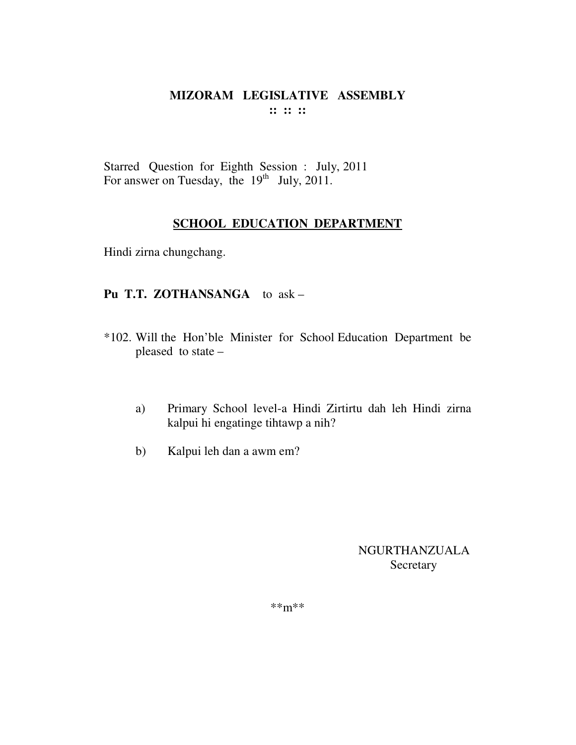# MIZORAM LEGISLATIVE ASSEMBLY

**:: :: ::**

Starred Question for Eighth Session : July, 2011
For answer on Tuesday, the 19th July, 2011.

## SCHOOL EDUCATION DEPARTMENT

Hindi zirna chungchang.

**Pu T.T. ZOTHANSANGA** to ask –

*102. Will the Hon'ble Minister for School Education Department be pleased to state –

a) Primary School level-a Hindi Zirtirtu dah leh Hindi zirna kalpui hi engatinge tihtawp a nih?

b) Kalpui leh dan a awm em?

NGURTHANZUALA
Secretary

**m**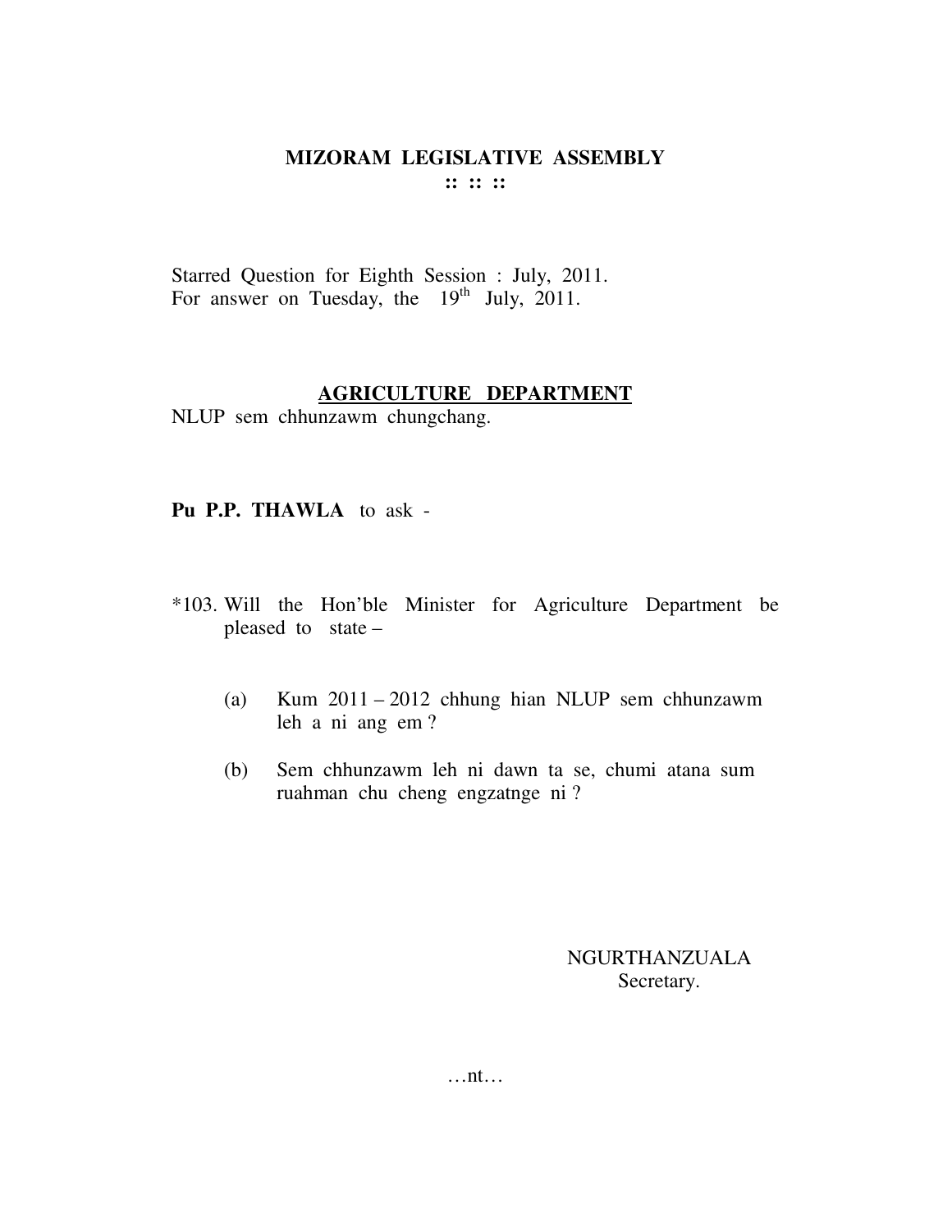# MIZORAM LEGISLATIVE ASSEMBLY

:: :: ::

Starred Question for Eighth Session : July, 2011.
For answer on Tuesday, the 19th July, 2011.

## AGRICULTURE DEPARTMENT

NLUP sem chhunzawm chungchang.

**Pu P.P. THAWLA** to ask -

*103. Will the Hon'ble Minister for Agriculture Department be pleased to state –

(a) Kum 2011 – 2012 chhung hian NLUP sem chhunzawm leh a ni ang em ?

(b) Sem chhunzawm leh ni dawn ta se, chumi atana sum ruahman chu cheng engzatnge ni ?

NGURTHANZUALA
Secretary.

…nt…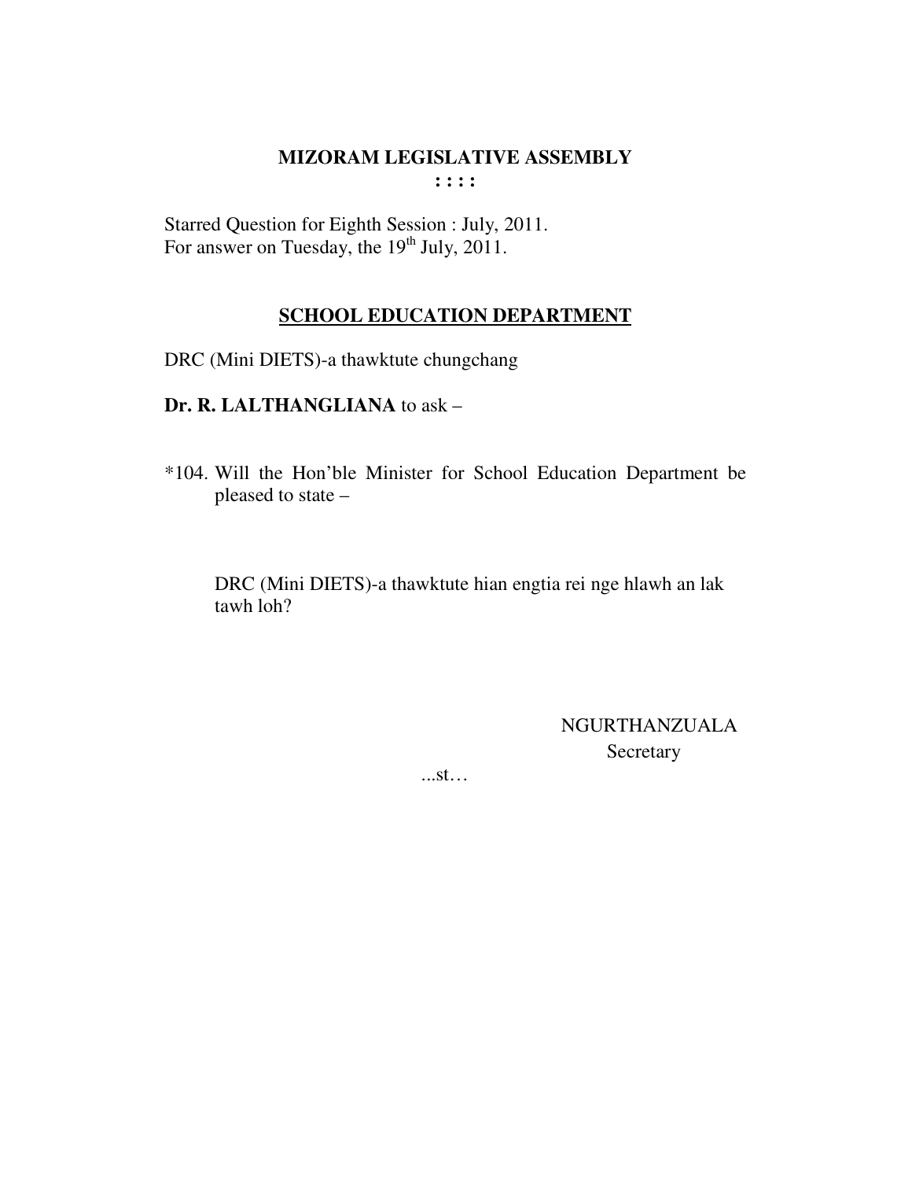# MIZORAM LEGISLATIVE ASSEMBLY

**: : : :**

Starred Question for Eighth Session : July, 2011.
For answer on Tuesday, the 19th July, 2011.

## SCHOOL EDUCATION DEPARTMENT

DRC (Mini DIETS)-a thawktute chungchang

**Dr. R. LALTHANGLIANA** to ask –

*104. Will the Hon'ble Minister for School Education Department be pleased to state –

DRC (Mini DIETS)-a thawktute hian engtia rei nge hlawh an lak tawh loh?

NGURTHANZUALA
Secretary

...st…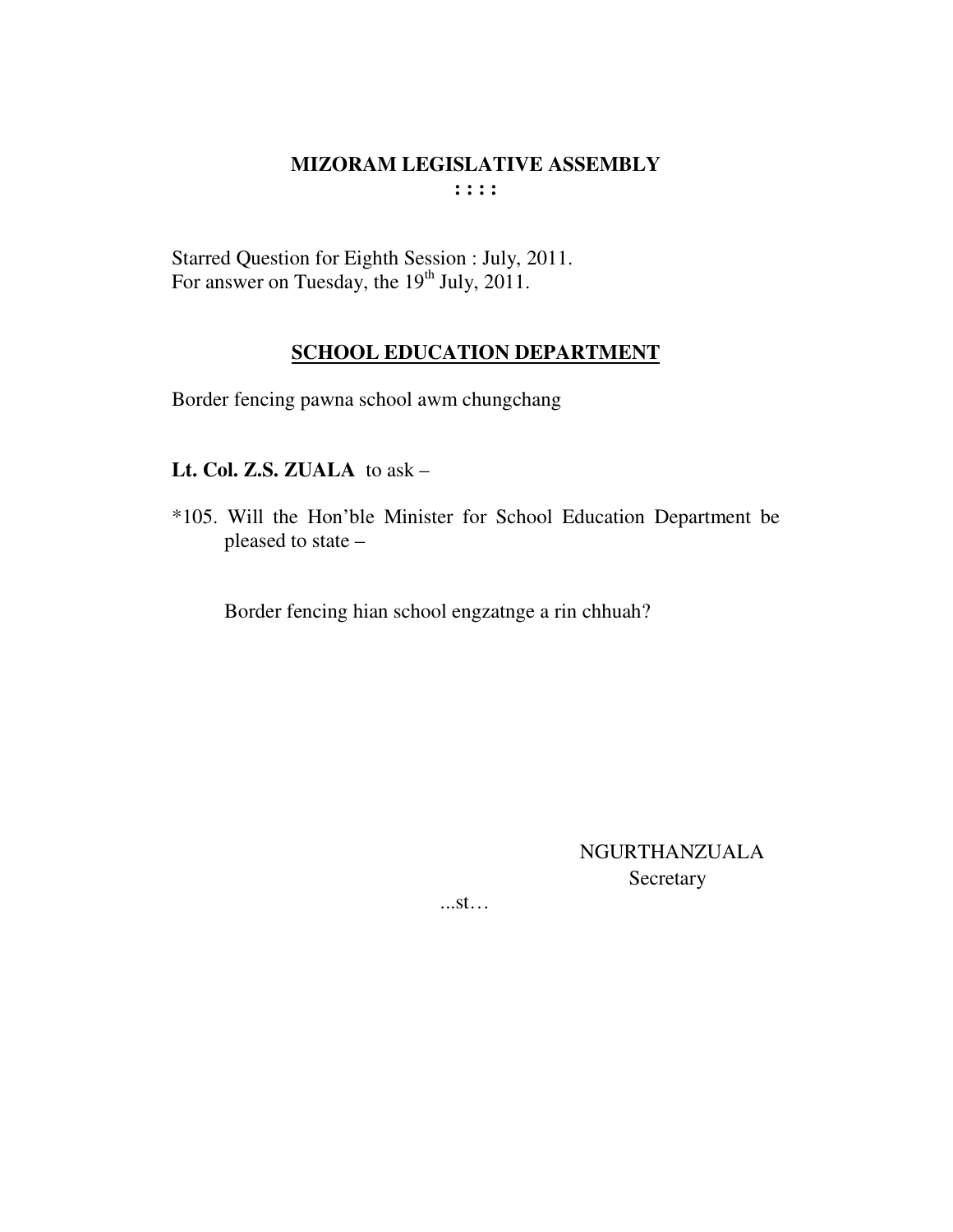**MIZORAM LEGISLATIVE ASSEMBLY**

**: : : :**

Starred Question for Eighth Session : July, 2011.
For answer on Tuesday, the 19th July, 2011.

**SCHOOL EDUCATION DEPARTMENT**

Border fencing pawna school awm chungchang

**Lt. Col. Z.S. ZUALA** to ask –

*105. Will the Hon'ble Minister for School Education Department be pleased to state –

Border fencing hian school engzatnge a rin chhuah?

NGURTHANZUALA
Secretary

...st…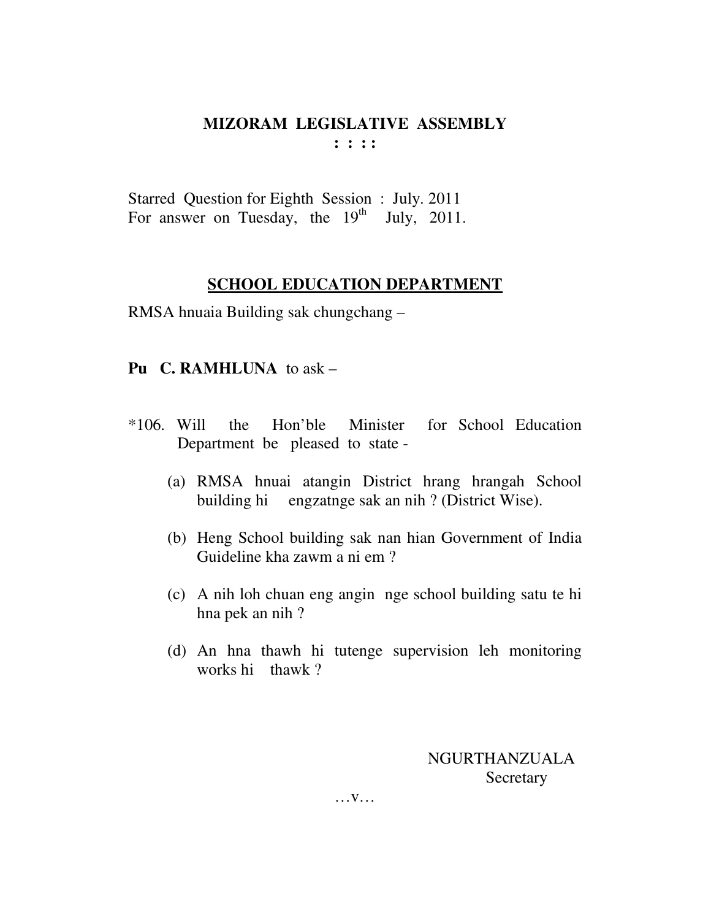# MIZORAM LEGISLATIVE ASSEMBLY

**: : : :**

Starred Question for Eighth Session : July. 2011
For answer on Tuesday, the 19th July, 2011.

## SCHOOL EDUCATION DEPARTMENT

RMSA hnuaia Building sak chungchang –

**Pu C. RAMHLUNA** to ask –

*106. Will the Hon'ble Minister for School Education Department be pleased to state -

(a) RMSA hnuai atangin District hrang hrangah School building hi engzatnge sak an nih ? (District Wise).

(b) Heng School building sak nan hian Government of India Guideline kha zawm a ni em ?

(c) A nih loh chuan eng angin nge school building satu te hi hna pek an nih ?

(d) An hna thawh hi tutenge supervision leh monitoring works hi thawk ?

NGURTHANZUALA
Secretary

…v…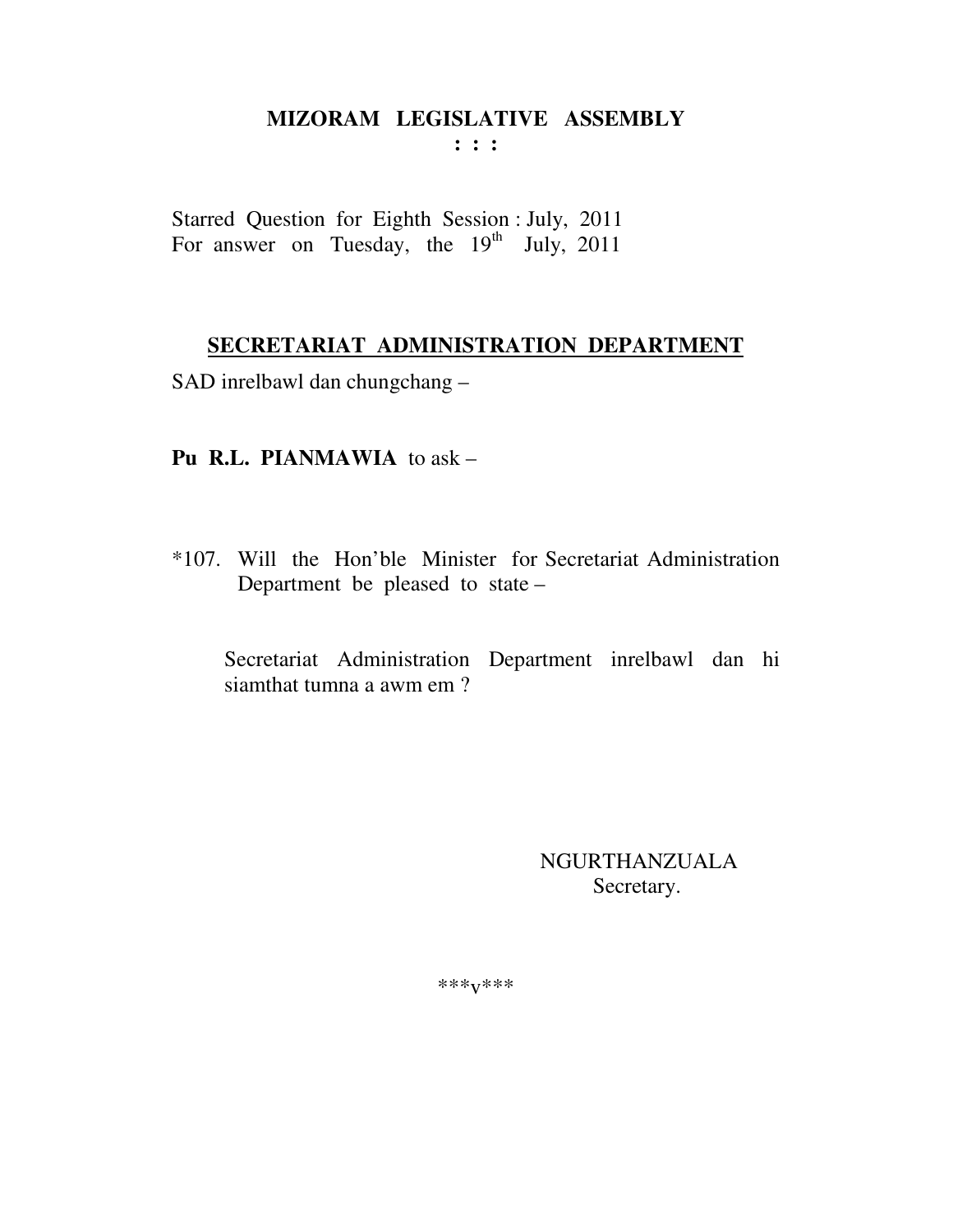# MIZORAM LEGISLATIVE ASSEMBLY

**: : :**

Starred Question for Eighth Session : July, 2011
For answer on Tuesday, the 19th July, 2011

## SECRETARIAT ADMINISTRATION DEPARTMENT

SAD inrelbawl dan chungchang –

**Pu R.L. PIANMAWIA** to ask –

*107. Will the Hon'ble Minister for Secretariat Administration Department be pleased to state –

Secretariat Administration Department inrelbawl dan hi siamthat tumna a awm em ?

NGURTHANZUALA
Secretary.

***v***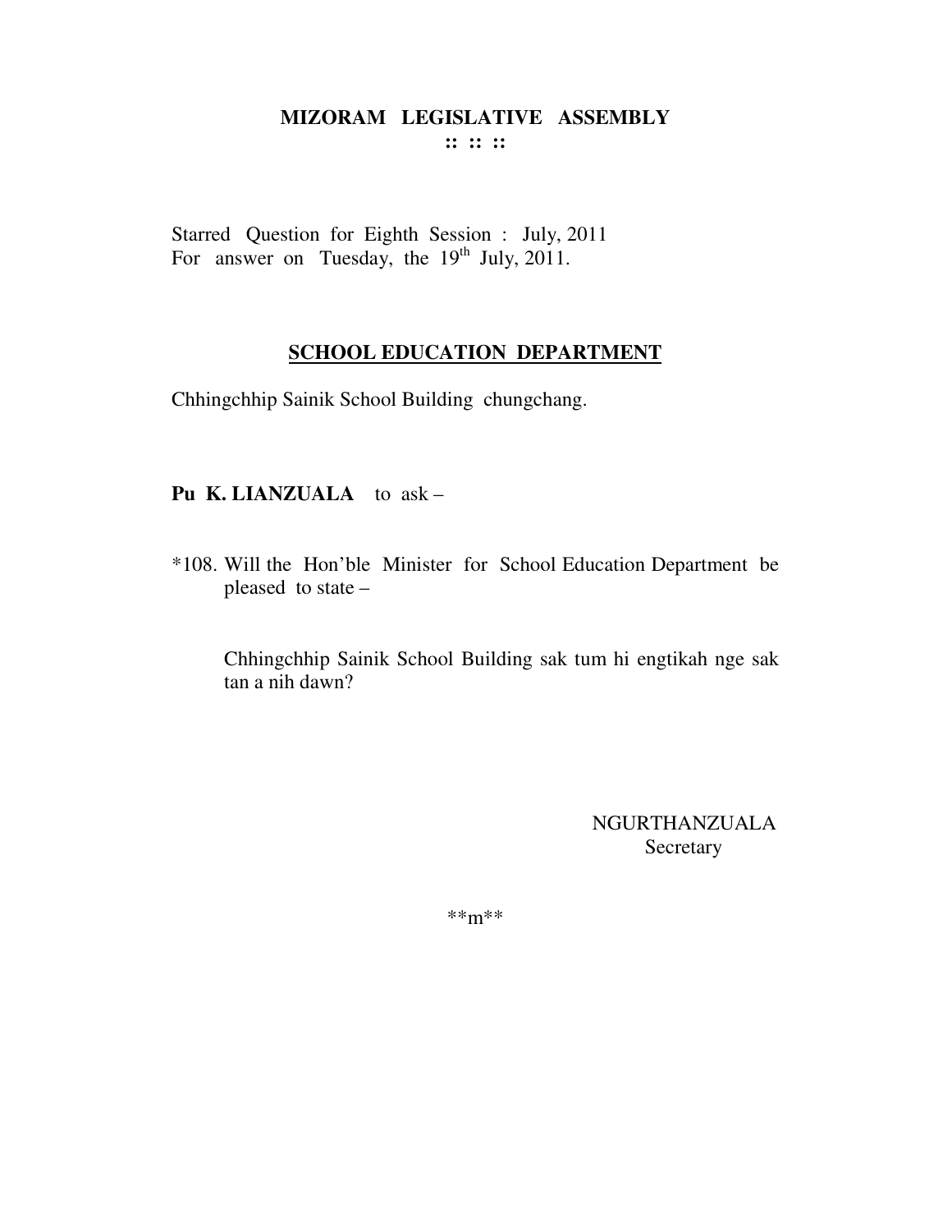# MIZORAM LEGISLATIVE ASSEMBLY

:: :: ::

Starred Question for Eighth Session : July, 2011
For answer on Tuesday, the 19th July, 2011.

## SCHOOL EDUCATION DEPARTMENT

Chhingchhip Sainik School Building chungchang.

**Pu K. LIANZUALA** to ask –

*108. Will the Hon'ble Minister for School Education Department be pleased to state –

Chhingchhip Sainik School Building sak tum hi engtikah nge sak tan a nih dawn?

NGURTHANZUALA
Secretary

**m**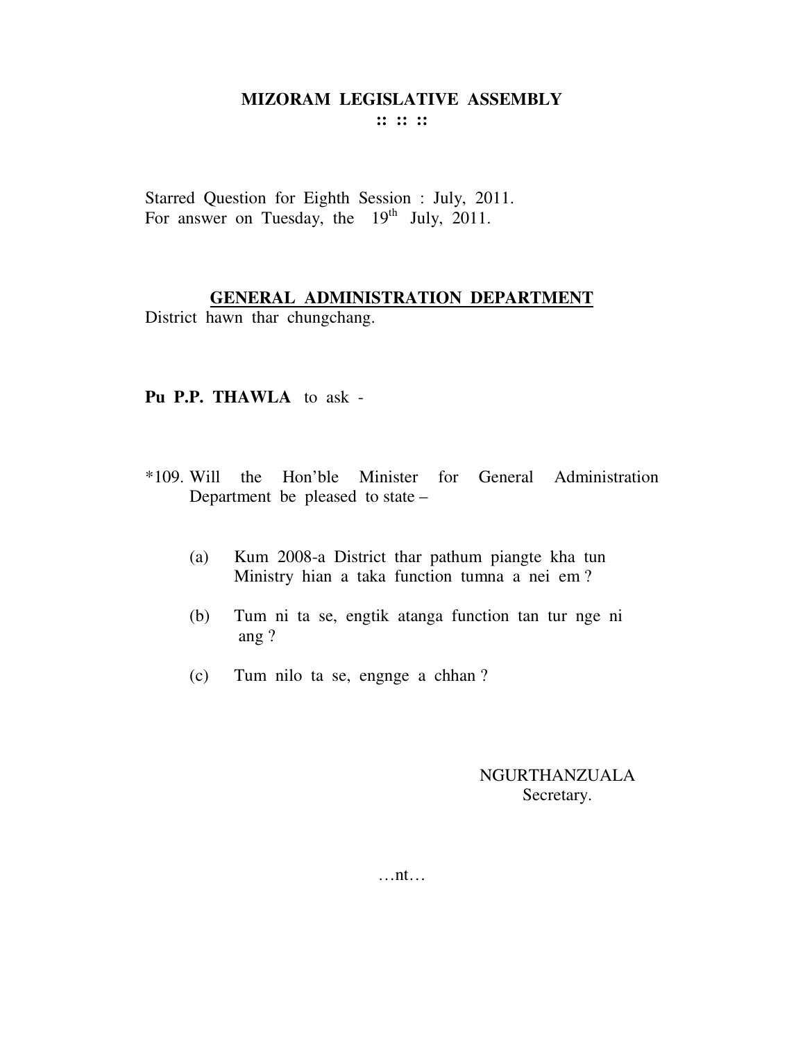# MIZORAM LEGISLATIVE ASSEMBLY

:: :: ::

Starred Question for Eighth Session : July, 2011.
For answer on Tuesday, the 19th July, 2011.

## GENERAL ADMINISTRATION DEPARTMENT

District hawn thar chungchang.

**Pu P.P. THAWLA** to ask -

*109. Will the Hon'ble Minister for General Administration Department be pleased to state –

(a) Kum 2008-a District thar pathum piangte kha tun Ministry hian a taka function tumna a nei em ?

(b) Tum ni ta se, engtik atanga function tan tur nge ni ang ?

(c) Tum nilo ta se, engnge a chhan ?

NGURTHANZUALA
Secretary.

…nt…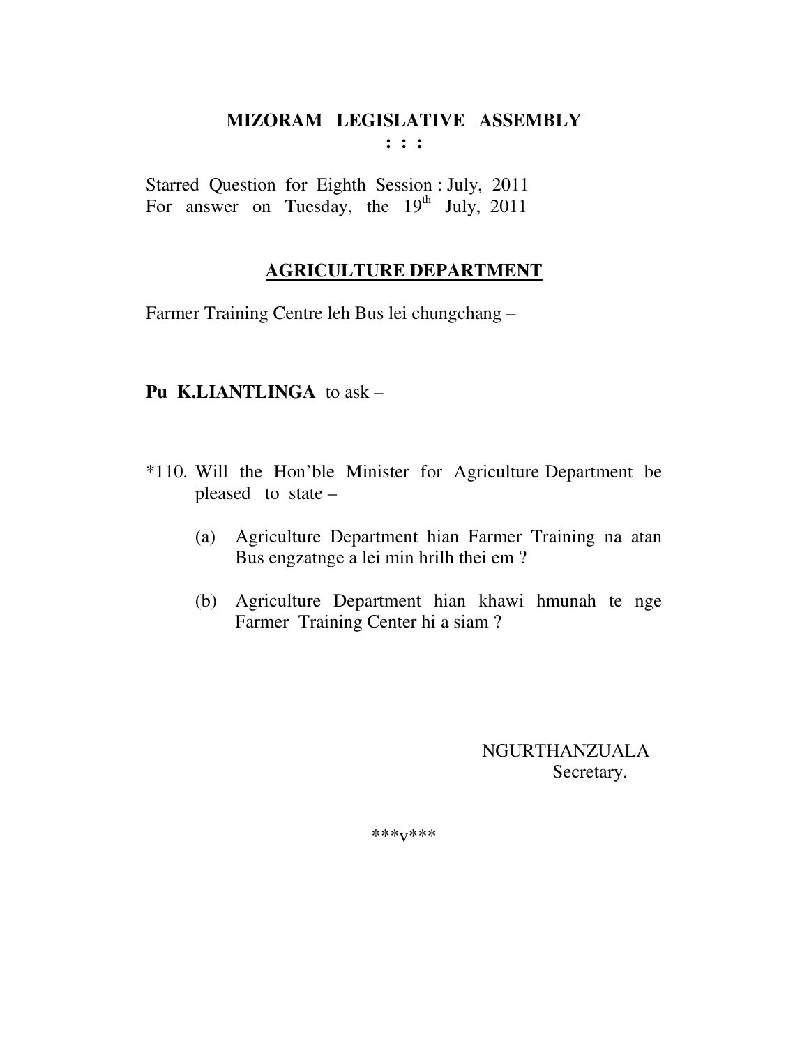# MIZORAM LEGISLATIVE ASSEMBLY

**: : :**

Starred Question for Eighth Session : July, 2011
For answer on Tuesday, the 19th July, 2011

## AGRICULTURE DEPARTMENT

Farmer Training Centre leh Bus lei chungchang –

**Pu K.LIANTLINGA** to ask –

*110. Will the Hon'ble Minister for Agriculture Department be pleased to state –

(a) Agriculture Department hian Farmer Training na atan Bus engzatnge a lei min hrilh thei em ?

(b) Agriculture Department hian khawi hmunah te nge Farmer Training Center hi a siam ?

NGURTHANZUALA
Secretary.

***v***